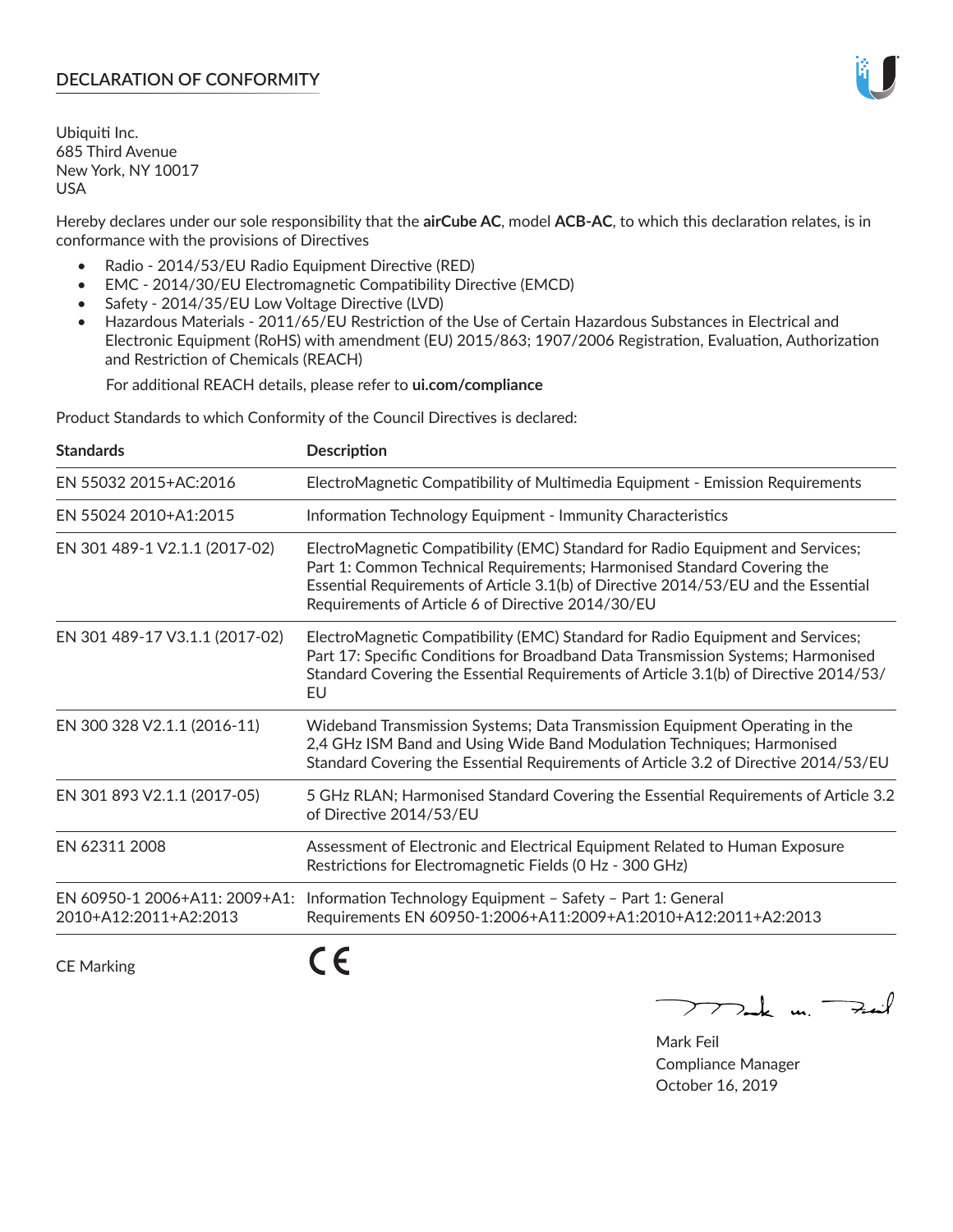# DECLARATION OF CONFORMITY

Ubiquiti Inc.
685 Third Avenue
New York, NY 10017
USA

Hereby declares under our sole responsibility that the **airCube AC**, model **ACB-AC**, to which this declaration relates, is in conformance with the provisions of Directives

- Radio - 2014/53/EU Radio Equipment Directive (RED)
- EMC - 2014/30/EU Electromagnetic Compatibility Directive (EMCD)
- Safety - 2014/35/EU Low Voltage Directive (LVD)
- Hazardous Materials - 2011/65/EU Restriction of the Use of Certain Hazardous Substances in Electrical and Electronic Equipment (RoHS) with amendment (EU) 2015/863; 1907/2006 Registration, Evaluation, Authorization and Restriction of Chemicals (REACH)

  For additional REACH details, please refer to **ui.com/compliance**

Product Standards to which Conformity of the Council Directives is declared:

| Standards | Description |
|---|---|
| EN 55032 2015+AC:2016 | ElectroMagnetic Compatibility of Multimedia Equipment - Emission Requirements |
| EN 55024 2010+A1:2015 | Information Technology Equipment - Immunity Characteristics |
| EN 301 489-1 V2.1.1 (2017-02) | ElectroMagnetic Compatibility (EMC) Standard for Radio Equipment and Services; Part 1: Common Technical Requirements; Harmonised Standard Covering the Essential Requirements of Article 3.1(b) of Directive 2014/53/EU and the Essential Requirements of Article 6 of Directive 2014/30/EU |
| EN 301 489-17 V3.1.1 (2017-02) | ElectroMagnetic Compatibility (EMC) Standard for Radio Equipment and Services; Part 17: Specific Conditions for Broadband Data Transmission Systems; Harmonised Standard Covering the Essential Requirements of Article 3.1(b) of Directive 2014/53/EU |
| EN 300 328 V2.1.1 (2016-11) | Wideband Transmission Systems; Data Transmission Equipment Operating in the 2,4 GHz ISM Band and Using Wide Band Modulation Techniques; Harmonised Standard Covering the Essential Requirements of Article 3.2 of Directive 2014/53/EU |
| EN 301 893 V2.1.1 (2017-05) | 5 GHz RLAN; Harmonised Standard Covering the Essential Requirements of Article 3.2 of Directive 2014/53/EU |
| EN 62311 2008 | Assessment of Electronic and Electrical Equipment Related to Human Exposure Restrictions for Electromagnetic Fields (0 Hz - 300 GHz) |
| EN 60950-1 2006+A11: 2009+A1: 2010+A12:2011+A2:2013 | Information Technology Equipment – Safety – Part 1: General Requirements EN 60950-1:2006+A11:2009+A1:2010+A12:2011+A2:2013 |

CE Marking CE

Mark Feil
Compliance Manager
October 16, 2019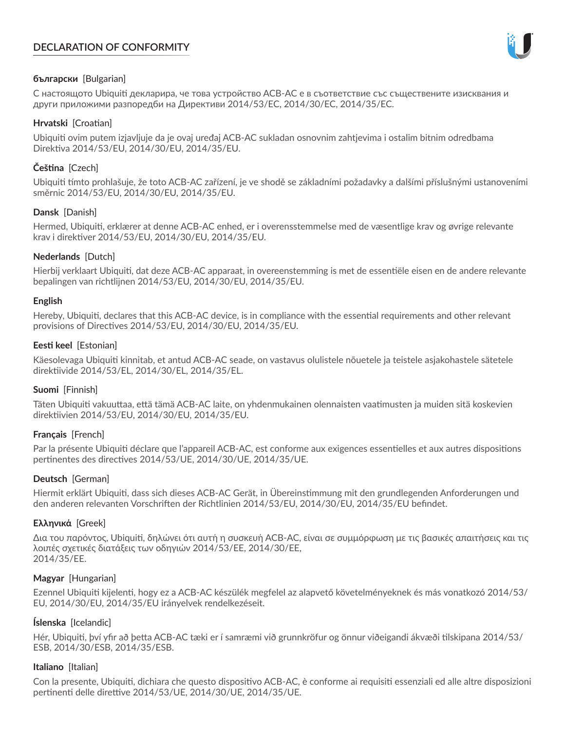# DECLARATION OF CONFORMITY

**български** [Bulgarian]

С настоящото Ubiquiti декларира, че това устройство ACB-AC е в съответствие със съществените изисквания и други приложими разпоредби на Директиви 2014/53/EC, 2014/30/ЕС, 2014/35/ЕС.

**Hrvatski** [Croatian]

Ubiquiti ovim putem izjavljuje da je ovaj uređaj ACB-AC sukladan osnovnim zahtjevima i ostalim bitnim odredbama Direktiva 2014/53/EU, 2014/30/EU, 2014/35/EU.

**Čeština** [Czech]

Ubiquiti tímto prohlašuje, že toto ACB-AC zařízení, je ve shodě se základními požadavky a dalšími příslušnými ustanoveními směrnic 2014/53/EU, 2014/30/EU, 2014/35/EU.

**Dansk** [Danish]

Hermed, Ubiquiti, erklærer at denne ACB-AC enhed, er i overensstemmelse med de væsentlige krav og øvrige relevante krav i direktiver 2014/53/EU, 2014/30/EU, 2014/35/EU.

**Nederlands** [Dutch]

Hierbij verklaart Ubiquiti, dat deze ACB-AC apparaat, in overeenstemming is met de essentiële eisen en de andere relevante bepalingen van richtlijnen 2014/53/EU, 2014/30/EU, 2014/35/EU.

**English**

Hereby, Ubiquiti, declares that this ACB-AC device, is in compliance with the essential requirements and other relevant provisions of Directives 2014/53/EU, 2014/30/EU, 2014/35/EU.

**Eesti keel** [Estonian]

Käesolevaga Ubiquiti kinnitab, et antud ACB-AC seade, on vastavus olulistele nõuetele ja teistele asjakohastele sätetele direktiivide 2014/53/EL, 2014/30/EL, 2014/35/EL.

**Suomi** [Finnish]

Täten Ubiquiti vakuuttaa, että tämä ACB-AC laite, on yhdenmukainen olennaisten vaatimusten ja muiden sitä koskevien direktiivien 2014/53/EU, 2014/30/EU, 2014/35/EU.

**Français** [French]

Par la présente Ubiquiti déclare que l'appareil ACB-AC, est conforme aux exigences essentielles et aux autres dispositions pertinentes des directives 2014/53/UE, 2014/30/UE, 2014/35/UE.

**Deutsch** [German]

Hiermit erklärt Ubiquiti, dass sich dieses ACB-AC Gerät, in Übereinstimmung mit den grundlegenden Anforderungen und den anderen relevanten Vorschriften der Richtlinien 2014/53/EU, 2014/30/EU, 2014/35/EU befindet.

**Ελληνικά** [Greek]

Δια του παρόντος, Ubiquiti, δηλώνει ότι αυτή η συσκευή ACB-AC, είναι σε συμμόρφωση με τις βασικές απαιτήσεις και τις λοιπές σχετικές διατάξεις των οδηγιών 2014/53/EE, 2014/30/EE,
2014/35/EE.

**Magyar** [Hungarian]

Ezennel Ubiquiti kijelenti, hogy ez a ACB-AC készülék megfelel az alapvető követelményeknek és más vonatkozó 2014/53/EU, 2014/30/EU, 2014/35/EU irányelvek rendelkezéseit.

**Íslenska** [Icelandic]

Hér, Ubiquiti, því yfir að þetta ACB-AC tæki er í samræmi við grunnkröfur og önnur viðeigandi ákvæði tilskipana 2014/53/ESB, 2014/30/ESB, 2014/35/ESB.

**Italiano** [Italian]

Con la presente, Ubiquiti, dichiara che questo dispositivo ACB-AC, è conforme ai requisiti essenziali ed alle altre disposizioni pertinenti delle direttive 2014/53/UE, 2014/30/UE, 2014/35/UE.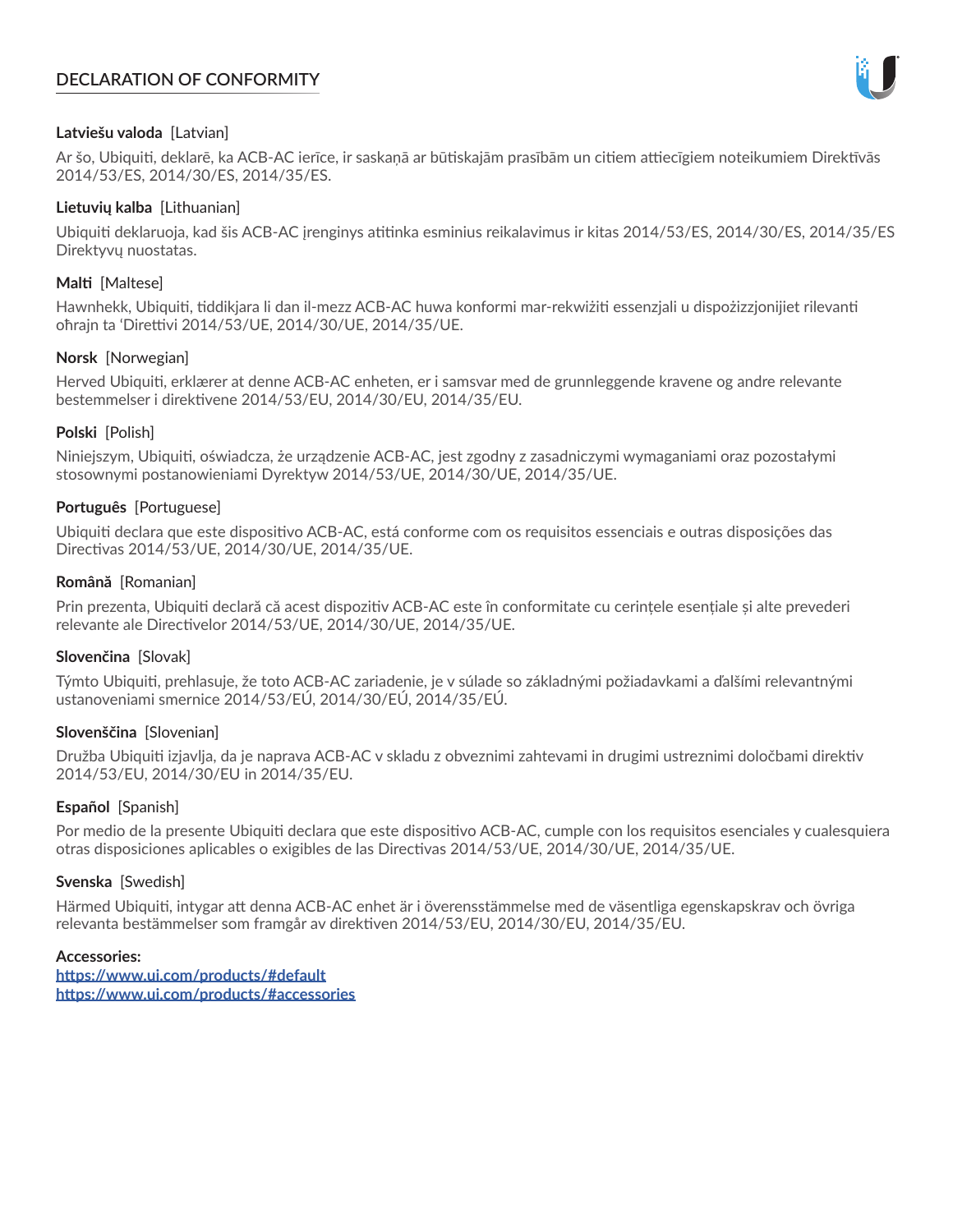# DECLARATION OF CONFORMITY

**Latviešu valoda** [Latvian]

Ar šo, Ubiquiti, deklarē, ka ACB-AC ierīce, ir saskaņā ar būtiskajām prasībām un citiem attiecīgiem noteikumiem Direktīvās 2014/53/ES, 2014/30/ES, 2014/35/ES.

**Lietuvių kalba** [Lithuanian]

Ubiquiti deklaruoja, kad šis ACB-AC įrenginys atitinka esminius reikalavimus ir kitas 2014/53/ES, 2014/30/ES, 2014/35/ES Direktyvų nuostatas.

**Malti** [Maltese]

Hawnhekk, Ubiquiti, tiddikjara li dan il-mezz ACB-AC huwa konformi mar-rekwiżiti essenzjali u dispożizzjonijiet rilevanti oħrajn ta 'Direttivi 2014/53/UE, 2014/30/UE, 2014/35/UE.

**Norsk** [Norwegian]

Herved Ubiquiti, erklærer at denne ACB-AC enheten, er i samsvar med de grunnleggende kravene og andre relevante bestemmelser i direktivene 2014/53/EU, 2014/30/EU, 2014/35/EU.

**Polski** [Polish]

Niniejszym, Ubiquiti, oświadcza, że urządzenie ACB-AC, jest zgodny z zasadniczymi wymaganiami oraz pozostałymi stosownymi postanowieniami Dyrektyw 2014/53/UE, 2014/30/UE, 2014/35/UE.

**Português** [Portuguese]

Ubiquiti declara que este dispositivo ACB-AC, está conforme com os requisitos essenciais e outras disposições das Directivas 2014/53/UE, 2014/30/UE, 2014/35/UE.

**Română** [Romanian]

Prin prezenta, Ubiquiti declară că acest dispozitiv ACB-AC este în conformitate cu cerințele esențiale și alte prevederi relevante ale Directivelor 2014/53/UE, 2014/30/UE, 2014/35/UE.

**Slovenčina** [Slovak]

Týmto Ubiquiti, prehlasuje, že toto ACB-AC zariadenie, je v súlade so základnými požiadavkami a ďalšími relevantnými ustanoveniami smernice 2014/53/EÚ, 2014/30/EÚ, 2014/35/EÚ.

**Slovenščina** [Slovenian]

Družba Ubiquiti izjavlja, da je naprava ACB-AC v skladu z obveznimi zahtevami in drugimi ustreznimi določbami direktiv 2014/53/EU, 2014/30/EU in 2014/35/EU.

**Español** [Spanish]

Por medio de la presente Ubiquiti declara que este dispositivo ACB-AC, cumple con los requisitos esenciales y cualesquiera otras disposiciones aplicables o exigibles de las Directivas 2014/53/UE, 2014/30/UE, 2014/35/UE.

**Svenska** [Swedish]

Härmed Ubiquiti, intygar att denna ACB-AC enhet är i överensstämmelse med de väsentliga egenskapskrav och övriga relevanta bestämmelser som framgår av direktiven 2014/53/EU, 2014/30/EU, 2014/35/EU.

**Accessories:**

https://www.ui.com/products/#default
https://www.ui.com/products/#accessories